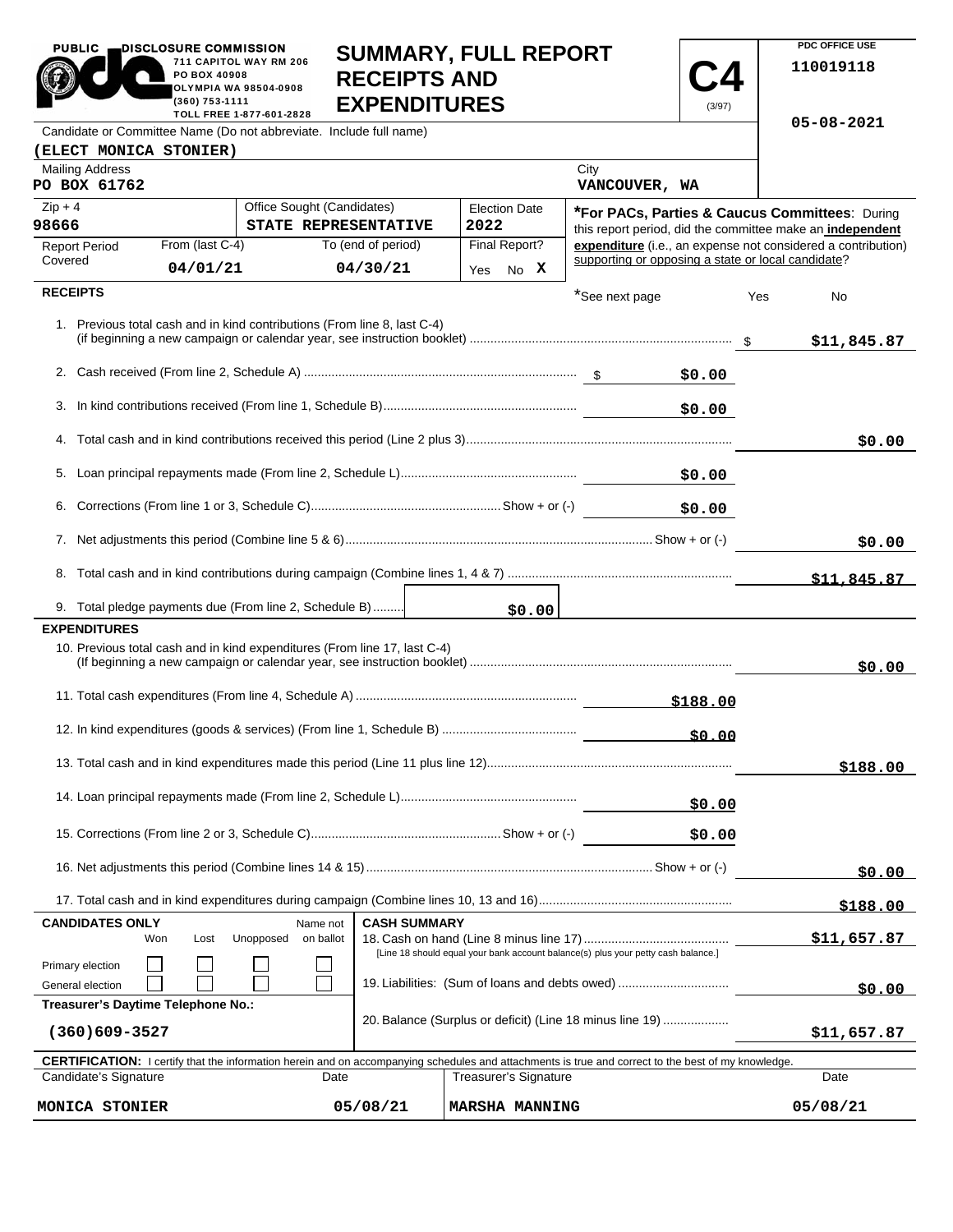PUBLIC DISCLOSURE COMMISSION
711 CAPITOL WAY RM 206
PO BOX 40908
OLYMPIA WA 98504-0908
(360) 753-1111
TOLL FREE 1-877-601-2828

# SUMMARY, FULL REPORT RECEIPTS AND EXPENDITURES

**C4** (3/97)

PDC OFFICE USE
110019118
05-08-2021

Candidate or Committee Name (Do not abbreviate. Include full name)
**(ELECT MONICA STONIER)**

| Mailing Address | City |
|---|---|
| PO BOX 61762 | VANCOUVER, WA |

| Zip + 4 | Office Sought (Candidates) | Election Date |
|---|---|---|
| 98666 | STATE REPRESENTATIVE | 2022 |

| Report Period Covered | From (last C-4) | To (end of period) | Final Report? |
|---|---|---|---|
| | 04/01/21 | 04/30/21 | Yes No X |

**\*For PACs, Parties & Caucus Committees**: During this report period, did the committee make an **independent expenditure** (i.e., an expense not considered a contribution) supporting or opposing a state or local candidate?

\*See next page Yes No

## RECEIPTS

| | | |
|---|---|---|
| 1. Previous total cash and in kind contributions (From line 8, last C-4) (if beginning a new campaign or calendar year, see instruction booklet) | | $11,845.87 |
| 2. Cash received (From line 2, Schedule A) | $0.00 | |
| 3. In kind contributions received (From line 1, Schedule B) | $0.00 | |
| 4. Total cash and in kind contributions received this period (Line 2 plus 3) | | $0.00 |
| 5. Loan principal repayments made (From line 2, Schedule L) | $0.00 | |
| 6. Corrections (From line 1 or 3, Schedule C) Show + or (-) | $0.00 | |
| 7. Net adjustments this period (Combine line 5 & 6) Show + or (-) | | $0.00 |
| 8. Total cash and in kind contributions during campaign (Combine lines 1, 4 & 7) | | $11,845.87 |
| 9. Total pledge payments due (From line 2, Schedule B) | $0.00 | |

## EXPENDITURES

| | | |
|---|---|---|
| 10. Previous total cash and in kind expenditures (From line 17, last C-4) (If beginning a new campaign or calendar year, see instruction booklet) | | $0.00 |
| 11. Total cash expenditures (From line 4, Schedule A) | $188.00 | |
| 12. In kind expenditures (goods & services) (From line 1, Schedule B) | $0.00 | |
| 13. Total cash and in kind expenditures made this period (Line 11 plus line 12) | | $188.00 |
| 14. Loan principal repayments made (From line 2, Schedule L) | $0.00 | |
| 15. Corrections (From line 2 or 3, Schedule C) Show + or (-) | $0.00 | |
| 16. Net adjustments this period (Combine lines 14 & 15) Show + or (-) | | $0.00 |
| 17. Total cash and in kind expenditures during campaign (Combine lines 10, 13 and 16) | | $188.00 |

**CANDIDATES ONLY**

| | Won | Lost | Unopposed | Name not on ballot |
|---|---|---|---|---|
| Primary election | ☐ | ☐ | ☐ | ☐ |
| General election | ☐ | ☐ | ☐ | ☐ |

**Treasurer's Daytime Telephone No.:** (360)609-3527

**CASH SUMMARY**

| | |
|---|---|
| 18. Cash on hand (Line 8 minus line 17) [Line 18 should equal your bank account balance(s) plus your petty cash balance.] | $11,657.87 |
| 19. Liabilities: (Sum of loans and debts owed) | $0.00 |
| 20. Balance (Surplus or deficit) (Line 18 minus line 19) | $11,657.87 |

**CERTIFICATION:** I certify that the information herein and on accompanying schedules and attachments is true and correct to the best of my knowledge.

| Candidate's Signature | Date | Treasurer's Signature | Date |
|---|---|---|---|
| MONICA STONIER | 05/08/21 | MARSHA MANNING | 05/08/21 |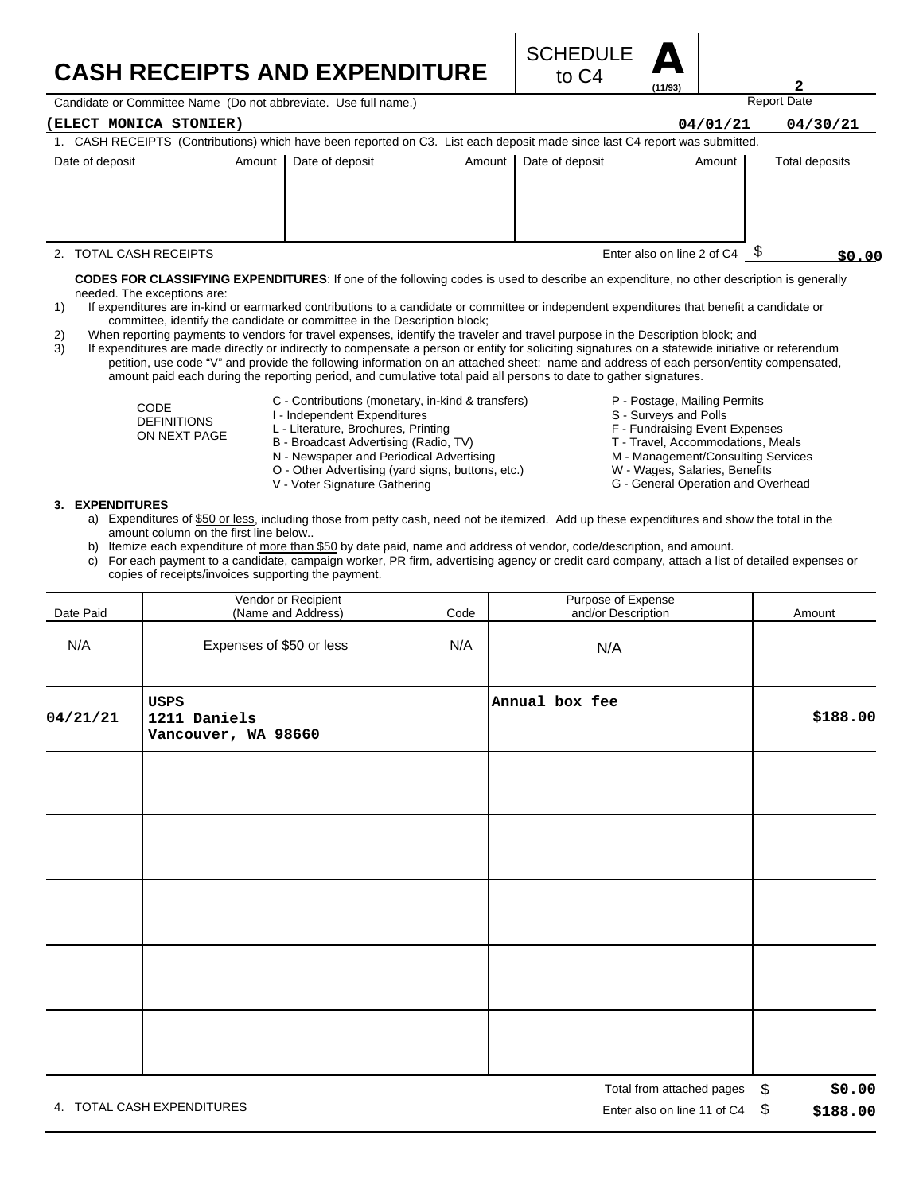# CASH RECEIPTS AND EXPENDITURE

SCHEDULE **A** to C4 (11/93)

**2**

Candidate or Committee Name (Do not abbreviate. Use full name.)

**(ELECT MONICA STONIER)**

Report Date **04/01/21** **04/30/21**

1. CASH RECEIPTS (Contributions) which have been reported on C3. List each deposit made since last C4 report was submitted.

| Date of deposit | Amount | Date of deposit | Amount | Date of deposit | Amount | Total deposits |
|---|---|---|---|---|---|---|
| | | | | | | |

2. TOTAL CASH RECEIPTS — Enter also on line 2 of C4 $ **$0.00**

**CODES FOR CLASSIFYING EXPENDITURES**: If one of the following codes is used to describe an expenditure, no other description is generally needed. The exceptions are:

1) If expenditures are in-kind or earmarked contributions to a candidate or committee or independent expenditures that benefit a candidate or committee, identify the candidate or committee in the Description block;
2) When reporting payments to vendors for travel expenses, identify the traveler and travel purpose in the Description block; and
3) If expenditures are made directly or indirectly to compensate a person or entity for soliciting signatures on a statewide initiative or referendum petition, use code "V" and provide the following information on an attached sheet: name and address of each person/entity compensated, amount paid each during the reporting period, and cumulative total paid all persons to date to gather signatures.

CODE DEFINITIONS ON NEXT PAGE

- C - Contributions (monetary, in-kind & transfers)
- I - Independent Expenditures
- L - Literature, Brochures, Printing
- B - Broadcast Advertising (Radio, TV)
- N - Newspaper and Periodical Advertising
- O - Other Advertising (yard signs, buttons, etc.)
- V - Voter Signature Gathering
- P - Postage, Mailing Permits
- S - Surveys and Polls
- F - Fundraising Event Expenses
- T - Travel, Accommodations, Meals
- M - Management/Consulting Services
- W - Wages, Salaries, Benefits
- G - General Operation and Overhead

**3. EXPENDITURES**

a) Expenditures of $50 or less, including those from petty cash, need not be itemized. Add up these expenditures and show the total in the amount column on the first line below..
b) Itemize each expenditure of more than $50 by date paid, name and address of vendor, code/description, and amount.
c) For each payment to a candidate, campaign worker, PR firm, advertising agency or credit card company, attach a list of detailed expenses or copies of receipts/invoices supporting the payment.

| Date Paid | Vendor or Recipient (Name and Address) | Code | Purpose of Expense and/or Description | Amount |
|---|---|---|---|---|
| N/A | Expenses of $50 or less | N/A | N/A | |
| **04/21/21** | **USPS 1211 Daniels Vancouver, WA 98660** | | **Annual box fee** | **$188.00** |
| | | | | |
| | | | | |
| | | | | |
| | | | | |
| | | | | |

Total from attached pages $ **$0.00**

4. TOTAL CASH EXPENDITURES — Enter also on line 11 of C4 $ **$188.00**